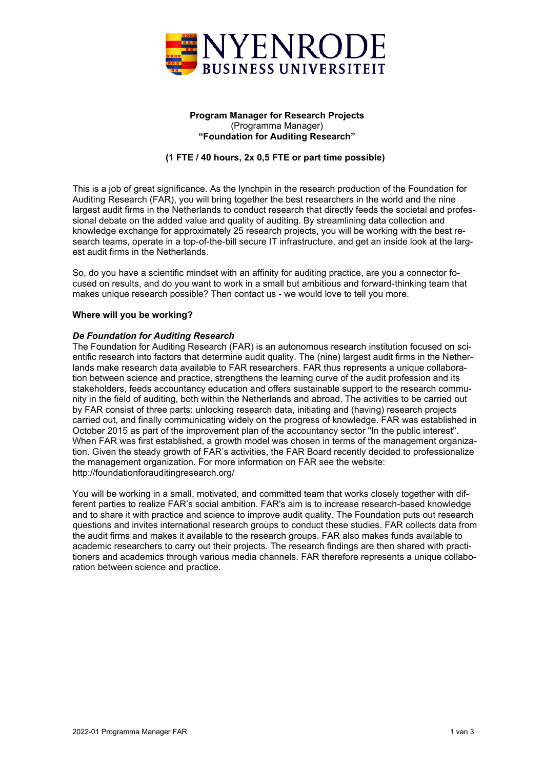**Program Manager for Research Projects**
(Programma Manager)
**"Foundation for Auditing Research"**

**(1 FTE / 40 hours, 2x 0,5 FTE or part time possible)**

This is a job of great significance. As the lynchpin in the research production of the Foundation for Auditing Research (FAR), you will bring together the best researchers in the world and the nine largest audit firms in the Netherlands to conduct research that directly feeds the societal and professional debate on the added value and quality of auditing. By streamlining data collection and knowledge exchange for approximately 25 research projects, you will be working with the best research teams, operate in a top-of-the-bill secure IT infrastructure, and get an inside look at the largest audit firms in the Netherlands.

So, do you have a scientific mindset with an affinity for auditing practice, are you a connector focused on results, and do you want to work in a small but ambitious and forward-thinking team that makes unique research possible? Then contact us - we would love to tell you more.

**Where will you be working?**

***De Foundation for Auditing Research***

The Foundation for Auditing Research (FAR) is an autonomous research institution focused on scientific research into factors that determine audit quality. The (nine) largest audit firms in the Netherlands make research data available to FAR researchers. FAR thus represents a unique collaboration between science and practice, strengthens the learning curve of the audit profession and its stakeholders, feeds accountancy education and offers sustainable support to the research community in the field of auditing, both within the Netherlands and abroad. The activities to be carried out by FAR consist of three parts: unlocking research data, initiating and (having) research projects carried out, and finally communicating widely on the progress of knowledge. FAR was established in October 2015 as part of the improvement plan of the accountancy sector "In the public interest". When FAR was first established, a growth model was chosen in terms of the management organization. Given the steady growth of FAR's activities, the FAR Board recently decided to professionalize the management organization. For more information on FAR see the website: http://foundationforauditingresearch.org/

You will be working in a small, motivated, and committed team that works closely together with different parties to realize FAR's social ambition. FAR's aim is to increase research-based knowledge and to share it with practice and science to improve audit quality. The Foundation puts out research questions and invites international research groups to conduct these studies. FAR collects data from the audit firms and makes it available to the research groups. FAR also makes funds available to academic researchers to carry out their projects. The research findings are then shared with practitioners and academics through various media channels. FAR therefore represents a unique collaboration between science and practice.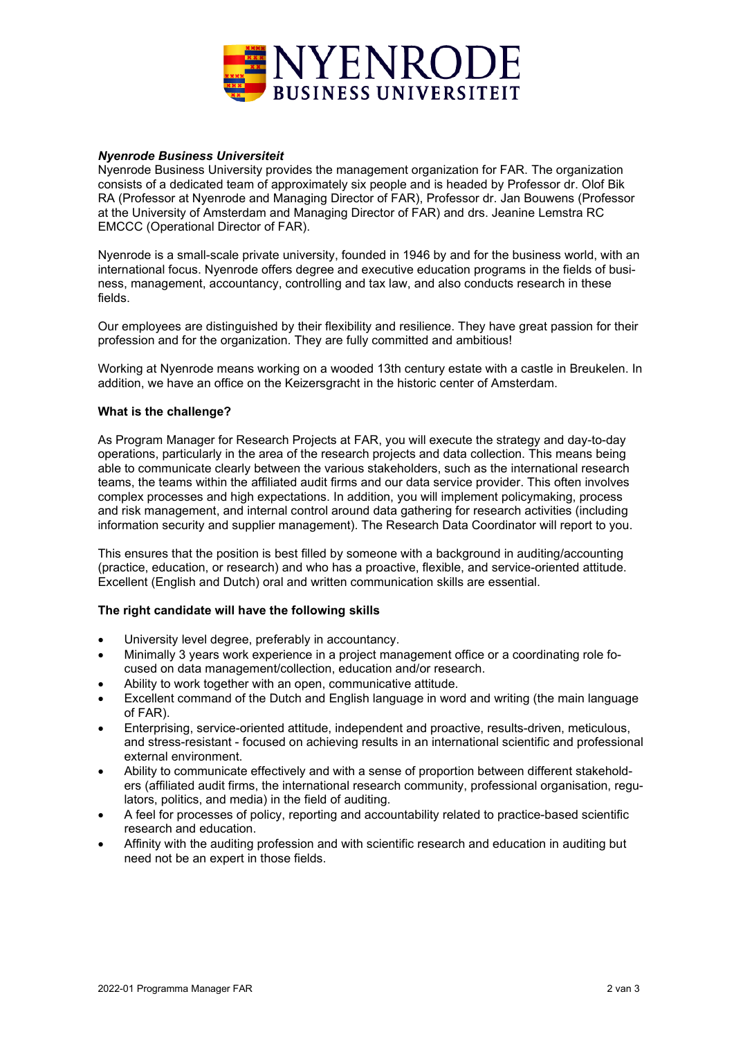***Nyenrode Business Universiteit***

Nyenrode Business University provides the management organization for FAR. The organization consists of a dedicated team of approximately six people and is headed by Professor dr. Olof Bik RA (Professor at Nyenrode and Managing Director of FAR), Professor dr. Jan Bouwens (Professor at the University of Amsterdam and Managing Director of FAR) and drs. Jeanine Lemstra RC EMCCC (Operational Director of FAR).

Nyenrode is a small-scale private university, founded in 1946 by and for the business world, with an international focus. Nyenrode offers degree and executive education programs in the fields of business, management, accountancy, controlling and tax law, and also conducts research in these fields.

Our employees are distinguished by their flexibility and resilience. They have great passion for their profession and for the organization. They are fully committed and ambitious!

Working at Nyenrode means working on a wooded 13th century estate with a castle in Breukelen. In addition, we have an office on the Keizersgracht in the historic center of Amsterdam.

**What is the challenge?**

As Program Manager for Research Projects at FAR, you will execute the strategy and day-to-day operations, particularly in the area of the research projects and data collection. This means being able to communicate clearly between the various stakeholders, such as the international research teams, the teams within the affiliated audit firms and our data service provider. This often involves complex processes and high expectations. In addition, you will implement policymaking, process and risk management, and internal control around data gathering for research activities (including information security and supplier management). The Research Data Coordinator will report to you.

This ensures that the position is best filled by someone with a background in auditing/accounting (practice, education, or research) and who has a proactive, flexible, and service-oriented attitude. Excellent (English and Dutch) oral and written communication skills are essential.

**The right candidate will have the following skills**

- University level degree, preferably in accountancy.
- Minimally 3 years work experience in a project management office or a coordinating role focused on data management/collection, education and/or research.
- Ability to work together with an open, communicative attitude.
- Excellent command of the Dutch and English language in word and writing (the main language of FAR).
- Enterprising, service-oriented attitude, independent and proactive, results-driven, meticulous, and stress-resistant - focused on achieving results in an international scientific and professional external environment.
- Ability to communicate effectively and with a sense of proportion between different stakeholders (affiliated audit firms, the international research community, professional organisation, regulators, politics, and media) in the field of auditing.
- A feel for processes of policy, reporting and accountability related to practice-based scientific research and education.
- Affinity with the auditing profession and with scientific research and education in auditing but need not be an expert in those fields.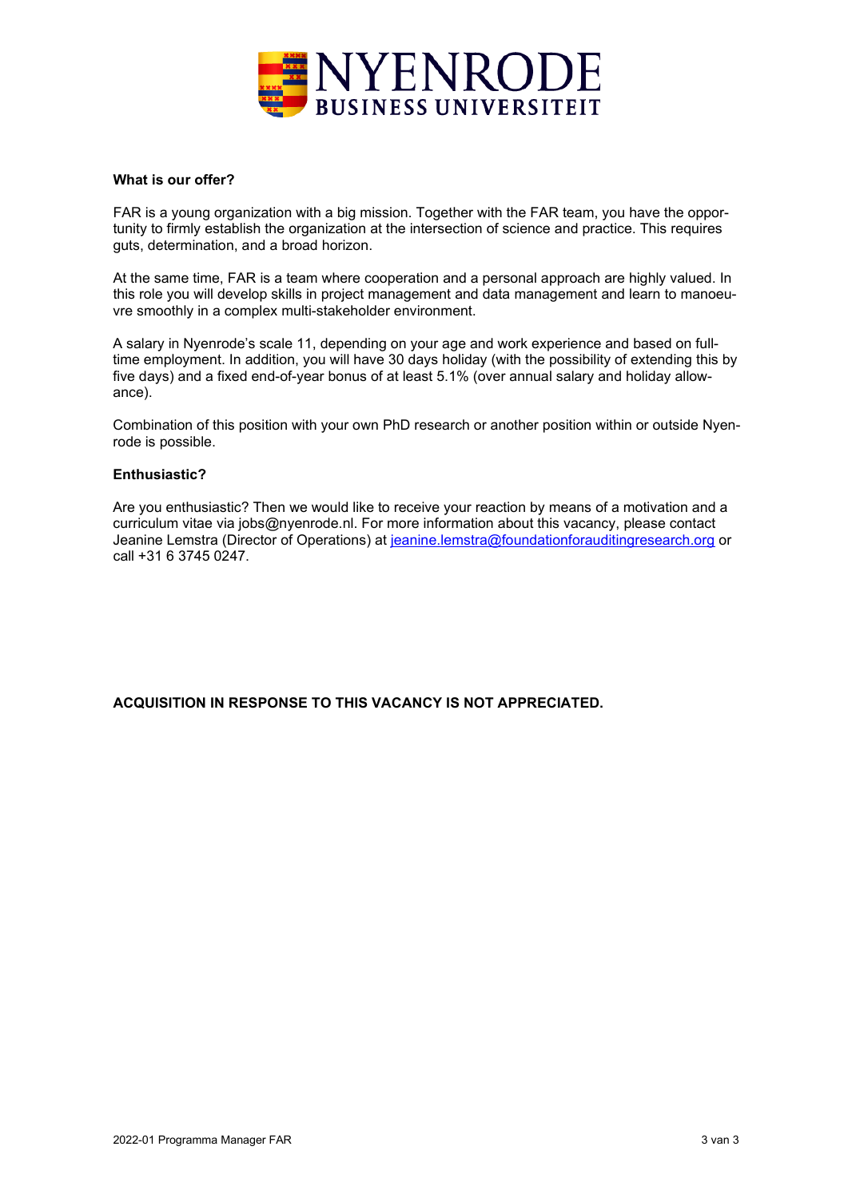**What is our offer?**

FAR is a young organization with a big mission. Together with the FAR team, you have the opportunity to firmly establish the organization at the intersection of science and practice. This requires guts, determination, and a broad horizon.

At the same time, FAR is a team where cooperation and a personal approach are highly valued. In this role you will develop skills in project management and data management and learn to manoeuvre smoothly in a complex multi-stakeholder environment.

A salary in Nyenrode's scale 11, depending on your age and work experience and based on full-time employment. In addition, you will have 30 days holiday (with the possibility of extending this by five days) and a fixed end-of-year bonus of at least 5.1% (over annual salary and holiday allowance).

Combination of this position with your own PhD research or another position within or outside Nyenrode is possible.

**Enthusiastic?**

Are you enthusiastic? Then we would like to receive your reaction by means of a motivation and a curriculum vitae via jobs@nyenrode.nl. For more information about this vacancy, please contact Jeanine Lemstra (Director of Operations) at jeanine.lemstra@foundationforauditingresearch.org or call +31 6 3745 0247.

**ACQUISITION IN RESPONSE TO THIS VACANCY IS NOT APPRECIATED.**